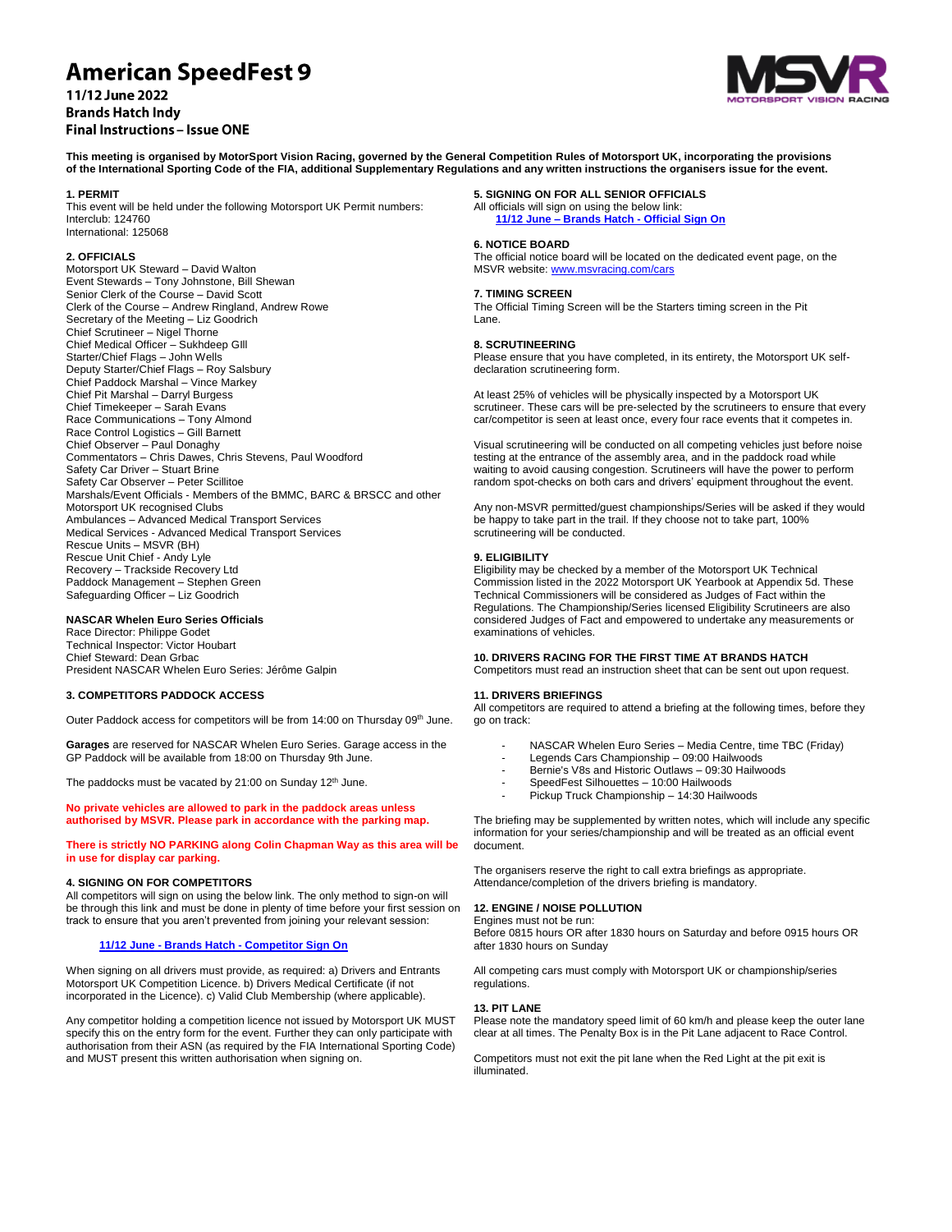# American SpeedFest 9

**11/12 June 2022**
**Brands Hatch Indy**
**Final Instructions – Issue ONE**

**This meeting is organised by MotorSport Vision Racing, governed by the General Competition Rules of Motorsport UK, incorporating the provisions of the International Sporting Code of the FIA, additional Supplementary Regulations and any written instructions the organisers issue for the event.**

### 1. PERMIT

This event will be held under the following Motorsport UK Permit numbers:
Interclub: 124760
International: 125068

### 2. OFFICIALS

Motorsport UK Steward – David Walton
Event Stewards – Tony Johnstone, Bill Shewan
Senior Clerk of the Course – David Scott
Clerk of the Course – Andrew Ringland, Andrew Rowe
Secretary of the Meeting – Liz Goodrich
Chief Scrutineer – Nigel Thorne
Chief Medical Officer – Sukhdeep GIll
Starter/Chief Flags – John Wells
Deputy Starter/Chief Flags – Roy Salsbury
Chief Paddock Marshal – Vince Markey
Chief Pit Marshal – Darryl Burgess
Chief Timekeeper – Sarah Evans
Race Communications – Tony Almond
Race Control Logistics – Gill Barnett
Chief Observer – Paul Donaghy
Commentators – Chris Dawes, Chris Stevens, Paul Woodford
Safety Car Driver – Stuart Brine
Safety Car Observer – Peter Scillitoe
Marshals/Event Officials - Members of the BMMC, BARC & BRSCC and other Motorsport UK recognised Clubs
Ambulances – Advanced Medical Transport Services
Medical Services - Advanced Medical Transport Services
Rescue Units – MSVR (BH)
Rescue Unit Chief - Andy Lyle
Recovery – Trackside Recovery Ltd
Paddock Management – Stephen Green
Safeguarding Officer – Liz Goodrich

**NASCAR Whelen Euro Series Officials**
Race Director: Philippe Godet
Technical Inspector: Victor Houbart
Chief Steward: Dean Grbac
President NASCAR Whelen Euro Series: Jérôme Galpin

### 3. COMPETITORS PADDOCK ACCESS

Outer Paddock access for competitors will be from 14:00 on Thursday 09th June.

**Garages** are reserved for NASCAR Whelen Euro Series. Garage access in the GP Paddock will be available from 18:00 on Thursday 9th June.

The paddocks must be vacated by 21:00 on Sunday 12th June.

**No private vehicles are allowed to park in the paddock areas unless authorised by MSVR. Please park in accordance with the parking map.**

**There is strictly NO PARKING along Colin Chapman Way as this area will be in use for display car parking.**

### 4. SIGNING ON FOR COMPETITORS

All competitors will sign on using the below link. The only method to sign-on will be through this link and must be done in plenty of time before your first session on track to ensure that you aren't prevented from joining your relevant session:

**11/12 June - Brands Hatch - Competitor Sign On**

When signing on all drivers must provide, as required: a) Drivers and Entrants Motorsport UK Competition Licence. b) Drivers Medical Certificate (if not incorporated in the Licence). c) Valid Club Membership (where applicable).

Any competitor holding a competition licence not issued by Motorsport UK MUST specify this on the entry form for the event. Further they can only participate with authorisation from their ASN (as required by the FIA International Sporting Code) and MUST present this written authorisation when signing on.

### 5. SIGNING ON FOR ALL SENIOR OFFICIALS

All officials will sign on using the below link:

**11/12 June – Brands Hatch - Official Sign On**

### 6. NOTICE BOARD

The official notice board will be located on the dedicated event page, on the MSVR website: www.msvracing.com/cars

### 7. TIMING SCREEN

The Official Timing Screen will be the Starters timing screen in the Pit Lane.

### 8. SCRUTINEERING

Please ensure that you have completed, in its entirety, the Motorsport UK self-declaration scrutineering form.

At least 25% of vehicles will be physically inspected by a Motorsport UK scrutineer. These cars will be pre-selected by the scrutineers to ensure that every car/competitor is seen at least once, every four race events that it competes in.

Visual scrutineering will be conducted on all competing vehicles just before noise testing at the entrance of the assembly area, and in the paddock road while waiting to avoid causing congestion. Scrutineers will have the power to perform random spot-checks on both cars and drivers' equipment throughout the event.

Any non-MSVR permitted/guest championships/Series will be asked if they would be happy to take part in the trail. If they choose not to take part, 100% scrutineering will be conducted.

### 9. ELIGIBILITY

Eligibility may be checked by a member of the Motorsport UK Technical Commission listed in the 2022 Motorsport UK Yearbook at Appendix 5d. These Technical Commissioners will be considered as Judges of Fact within the Regulations. The Championship/Series licensed Eligibility Scrutineers are also considered Judges of Fact and empowered to undertake any measurements or examinations of vehicles.

### 10. DRIVERS RACING FOR THE FIRST TIME AT BRANDS HATCH

Competitors must read an instruction sheet that can be sent out upon request.

### 11. DRIVERS BRIEFINGS

All competitors are required to attend a briefing at the following times, before they go on track:

- NASCAR Whelen Euro Series – Media Centre, time TBC (Friday)
- Legends Cars Championship – 09:00 Hailwoods
- Bernie's V8s and Historic Outlaws – 09:30 Hailwoods
- SpeedFest Silhouettes – 10:00 Hailwoods
- Pickup Truck Championship – 14:30 Hailwoods

The briefing may be supplemented by written notes, which will include any specific information for your series/championship and will be treated as an official event document.

The organisers reserve the right to call extra briefings as appropriate. Attendance/completion of the drivers briefing is mandatory.

### 12. ENGINE / NOISE POLLUTION

Engines must not be run:
Before 0815 hours OR after 1830 hours on Saturday and before 0915 hours OR after 1830 hours on Sunday

All competing cars must comply with Motorsport UK or championship/series regulations.

### 13. PIT LANE

Please note the mandatory speed limit of 60 km/h and please keep the outer lane clear at all times. The Penalty Box is in the Pit Lane adjacent to Race Control.

Competitors must not exit the pit lane when the Red Light at the pit exit is illuminated.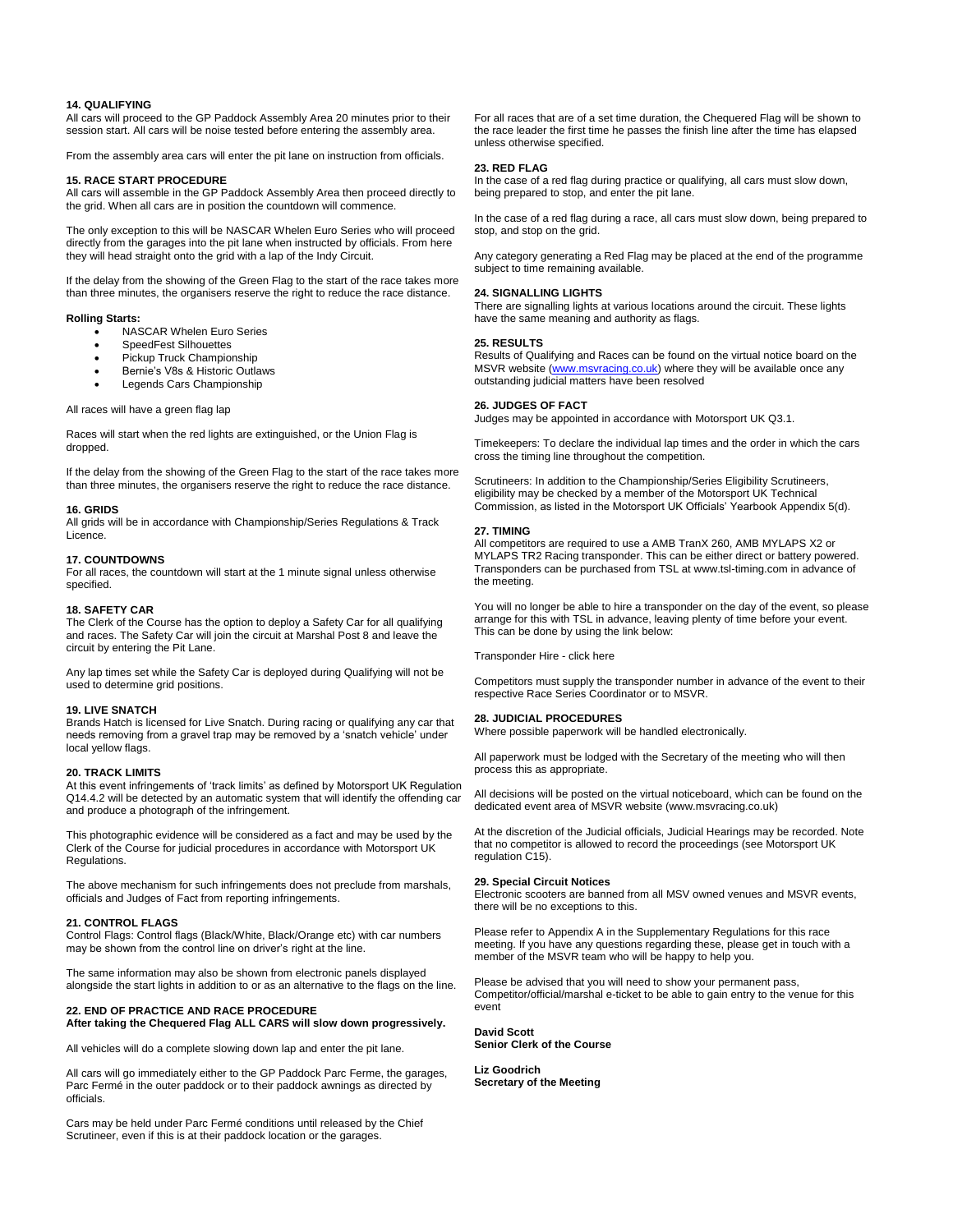**14. QUALIFYING**
All cars will proceed to the GP Paddock Assembly Area 20 minutes prior to their session start. All cars will be noise tested before entering the assembly area.

From the assembly area cars will enter the pit lane on instruction from officials.

**15. RACE START PROCEDURE**
All cars will assemble in the GP Paddock Assembly Area then proceed directly to the grid. When all cars are in position the countdown will commence.

The only exception to this will be NASCAR Whelen Euro Series who will proceed directly from the garages into the pit lane when instructed by officials. From here they will head straight onto the grid with a lap of the Indy Circuit.

If the delay from the showing of the Green Flag to the start of the race takes more than three minutes, the organisers reserve the right to reduce the race distance.

**Rolling Starts:**

- NASCAR Whelen Euro Series
- SpeedFest Silhouettes
- Pickup Truck Championship
- Bernie's V8s & Historic Outlaws
- Legends Cars Championship

All races will have a green flag lap

Races will start when the red lights are extinguished, or the Union Flag is dropped.

If the delay from the showing of the Green Flag to the start of the race takes more than three minutes, the organisers reserve the right to reduce the race distance.

**16. GRIDS**
All grids will be in accordance with Championship/Series Regulations & Track Licence.

**17. COUNTDOWNS**
For all races, the countdown will start at the 1 minute signal unless otherwise specified.

**18. SAFETY CAR**
The Clerk of the Course has the option to deploy a Safety Car for all qualifying and races. The Safety Car will join the circuit at Marshal Post 8 and leave the circuit by entering the Pit Lane.

Any lap times set while the Safety Car is deployed during Qualifying will not be used to determine grid positions.

**19. LIVE SNATCH**
Brands Hatch is licensed for Live Snatch. During racing or qualifying any car that needs removing from a gravel trap may be removed by a 'snatch vehicle' under local yellow flags.

**20. TRACK LIMITS**
At this event infringements of 'track limits' as defined by Motorsport UK Regulation Q14.4.2 will be detected by an automatic system that will identify the offending car and produce a photograph of the infringement.

This photographic evidence will be considered as a fact and may be used by the Clerk of the Course for judicial procedures in accordance with Motorsport UK Regulations.

The above mechanism for such infringements does not preclude from marshals, officials and Judges of Fact from reporting infringements.

**21. CONTROL FLAGS**
Control Flags: Control flags (Black/White, Black/Orange etc) with car numbers may be shown from the control line on driver's right at the line.

The same information may also be shown from electronic panels displayed alongside the start lights in addition to or as an alternative to the flags on the line.

**22. END OF PRACTICE AND RACE PROCEDURE**
**After taking the Chequered Flag ALL CARS will slow down progressively.**

All vehicles will do a complete slowing down lap and enter the pit lane.

All cars will go immediately either to the GP Paddock Parc Ferme, the garages, Parc Fermé in the outer paddock or to their paddock awnings as directed by officials.

Cars may be held under Parc Fermé conditions until released by the Chief Scrutineer, even if this is at their paddock location or the garages.

For all races that are of a set time duration, the Chequered Flag will be shown to the race leader the first time he passes the finish line after the time has elapsed unless otherwise specified.

**23. RED FLAG**
In the case of a red flag during practice or qualifying, all cars must slow down, being prepared to stop, and enter the pit lane.

In the case of a red flag during a race, all cars must slow down, being prepared to stop, and stop on the grid.

Any category generating a Red Flag may be placed at the end of the programme subject to time remaining available.

**24. SIGNALLING LIGHTS**
There are signalling lights at various locations around the circuit. These lights have the same meaning and authority as flags.

**25. RESULTS**
Results of Qualifying and Races can be found on the virtual notice board on the MSVR website (www.msvracing.co.uk) where they will be available once any outstanding judicial matters have been resolved

**26. JUDGES OF FACT**
Judges may be appointed in accordance with Motorsport UK Q3.1.

Timekeepers: To declare the individual lap times and the order in which the cars cross the timing line throughout the competition.

Scrutineers: In addition to the Championship/Series Eligibility Scrutineers, eligibility may be checked by a member of the Motorsport UK Technical Commission, as listed in the Motorsport UK Officials' Yearbook Appendix 5(d).

**27. TIMING**
All competitors are required to use a AMB TranX 260, AMB MYLAPS X2 or MYLAPS TR2 Racing transponder. This can be either direct or battery powered. Transponders can be purchased from TSL at www.tsl-timing.com in advance of the meeting.

You will no longer be able to hire a transponder on the day of the event, so please arrange for this with TSL in advance, leaving plenty of time before your event. This can be done by using the link below:

Transponder Hire - click here

Competitors must supply the transponder number in advance of the event to their respective Race Series Coordinator or to MSVR.

**28. JUDICIAL PROCEDURES**
Where possible paperwork will be handled electronically.

All paperwork must be lodged with the Secretary of the meeting who will then process this as appropriate.

All decisions will be posted on the virtual noticeboard, which can be found on the dedicated event area of MSVR website (www.msvracing.co.uk)

At the discretion of the Judicial officials, Judicial Hearings may be recorded. Note that no competitor is allowed to record the proceedings (see Motorsport UK regulation C15).

**29. Special Circuit Notices**
Electronic scooters are banned from all MSV owned venues and MSVR events, there will be no exceptions to this.

Please refer to Appendix A in the Supplementary Regulations for this race meeting. If you have any questions regarding these, please get in touch with a member of the MSVR team who will be happy to help you.

Please be advised that you will need to show your permanent pass, Competitor/official/marshal e-ticket to be able to gain entry to the venue for this event

**David Scott**
**Senior Clerk of the Course**

**Liz Goodrich**
**Secretary of the Meeting**